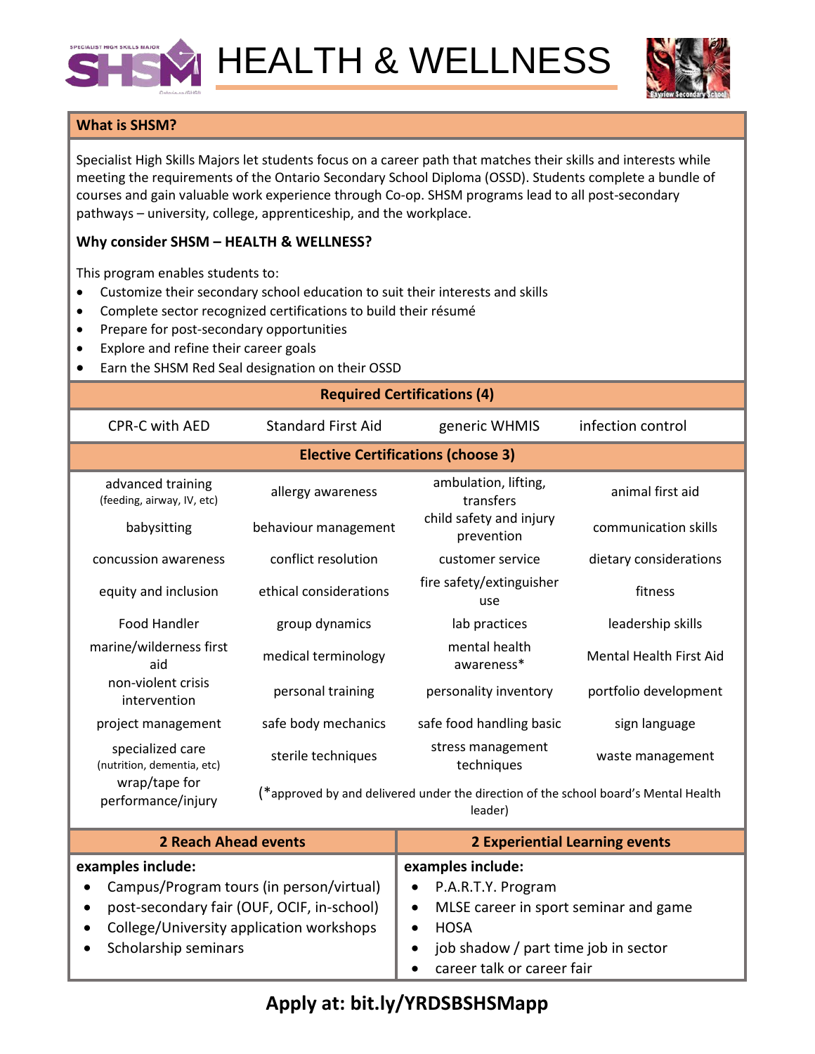# HEALTH & WELLNESS

## What is SHSM?

Specialist High Skills Majors let students focus on a career path that matches their skills and interests while meeting the requirements of the Ontario Secondary School Diploma (OSSD). Students complete a bundle of courses and gain valuable work experience through Co-op. SHSM programs lead to all post-secondary pathways – university, college, apprenticeship, and the workplace.

**Why consider SHSM – HEALTH & WELLNESS?**

This program enables students to:

- Customize their secondary school education to suit their interests and skills
- Complete sector recognized certifications to build their résumé
- Prepare for post-secondary opportunities
- Explore and refine their career goals
- Earn the SHSM Red Seal designation on their OSSD

| Required Certifications (4) | | | |
|---|---|---|---|
| CPR-C with AED | Standard First Aid | generic WHMIS | infection control |

| Elective Certifications (choose 3) | | | |
|---|---|---|---|
| advanced training (feeding, airway, IV, etc) | allergy awareness | ambulation, lifting, transfers | animal first aid |
| babysitting | behaviour management | child safety and injury prevention | communication skills |
| concussion awareness | conflict resolution | customer service | dietary considerations |
| equity and inclusion | ethical considerations | fire safety/extinguisher use | fitness |
| Food Handler | group dynamics | lab practices | leadership skills |
| marine/wilderness first aid | medical terminology | mental health awareness* | Mental Health First Aid |
| non-violent crisis intervention | personal training | personality inventory | portfolio development |
| project management | safe body mechanics | safe food handling basic | sign language |
| specialized care (nutrition, dementia, etc) | sterile techniques | stress management techniques | waste management |
| wrap/tape for performance/injury | (*approved by and delivered under the direction of the school board's Mental Health leader) | | |

| 2 Reach Ahead events | 2 Experiential Learning events |
|---|---|
| **examples include:**<br>• Campus/Program tours (in person/virtual)<br>• post-secondary fair (OUF, OCIF, in-school)<br>• College/University application workshops<br>• Scholarship seminars | **examples include:**<br>• P.A.R.T.Y. Program<br>• MLSE career in sport seminar and game<br>• HOSA<br>• job shadow / part time job in sector<br>• career talk or career fair |

**Apply at: bit.ly/YRDSBSHSMapp**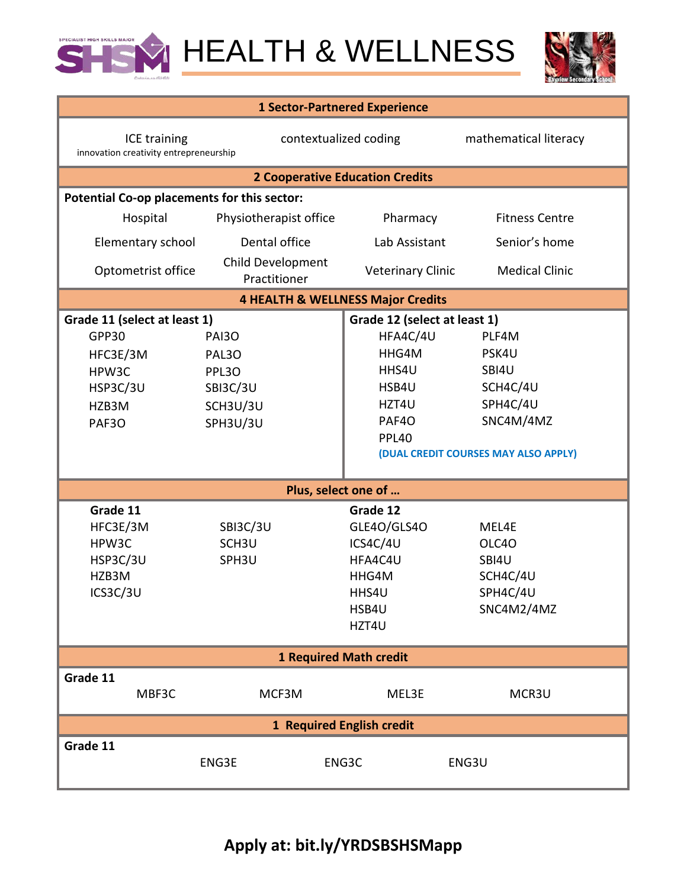# HEALTH & WELLNESS

## 1 Sector-Partnered Experience

| | | |
|---|---|---|
| ICE training<br>innovation creativity entrepreneurship | contextualized coding | mathematical literacy |

## 2 Cooperative Education Credits

**Potential Co-op placements for this sector:**

| | | | |
|---|---|---|---|
| Hospital | Physiotherapist office | Pharmacy | Fitness Centre |
| Elementary school | Dental office | Lab Assistant | Senior's home |
| Optometrist office | Child Development Practitioner | Veterinary Clinic | Medical Clinic |

## 4 HEALTH & WELLNESS Major Credits

| Grade 11 (select at least 1) | | Grade 12 (select at least 1) | |
|---|---|---|---|
| GPP30 | PAI3O | HFA4C/4U | PLF4M |
| HFC3E/3M | PAL3O | HHG4M | PSK4U |
| HPW3C | PPL3O | HHS4U | SBI4U |
| HSP3C/3U | SBI3C/3U | HSB4U | SCH4C/4U |
| HZB3M | SCH3U/3U | HZT4U | SPH4C/4U |
| PAF3O | SPH3U/3U | PAF4O | SNC4M/4MZ |
| | | PPL40 | |

**(DUAL CREDIT COURSES MAY ALSO APPLY)**

## Plus, select one of …

| Grade 11 | | Grade 12 | |
|---|---|---|---|
| HFC3E/3M | SBI3C/3U | GLE4O/GLS4O | MEL4E |
| HPW3C | SCH3U | ICS4C/4U | OLC4O |
| HSP3C/3U | SPH3U | HFA4C4U | SBI4U |
| HZB3M | | HHG4M | SCH4C/4U |
| ICS3C/3U | | HHS4U | SPH4C/4U |
| | | HSB4U | SNC4M2/4MZ |
| | | HZT4U | |

## 1 Required Math credit

**Grade 11**

| | | | |
|---|---|---|---|
| MBF3C | MCF3M | MEL3E | MCR3U |

## 1 Required English credit

**Grade 11**

| | | |
|---|---|---|
| ENG3E | ENG3C | ENG3U |

**Apply at: bit.ly/YRDSBSHSMapp**